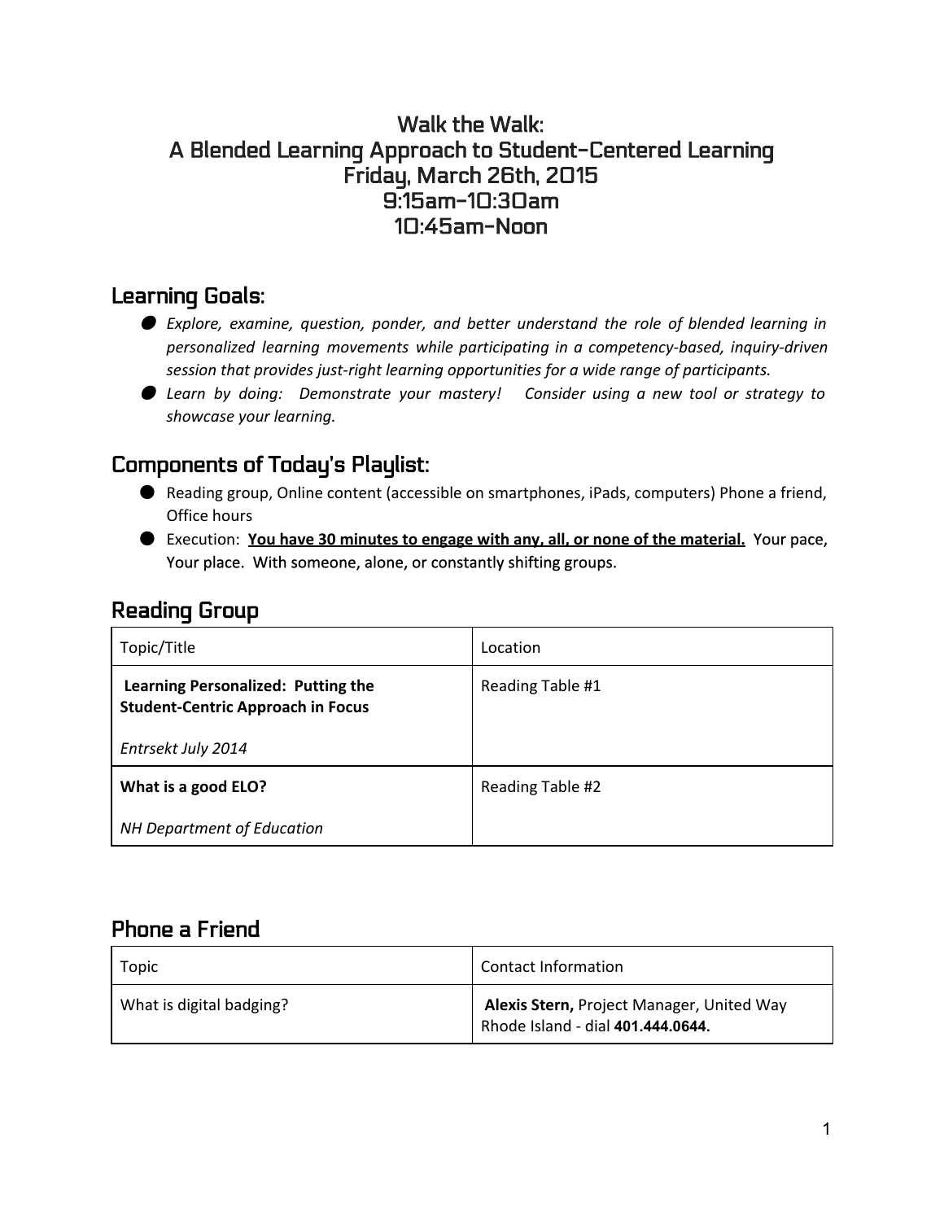# Walk the Walk:
# A Blended Learning Approach to Student-Centered Learning
# Friday, March 26th, 2015
# 9:15am-10:30am
# 10:45am-Noon

## Learning Goals:

- *Explore, examine, question, ponder, and better understand the role of blended learning in personalized learning movements while participating in a competency-based, inquiry-driven session that provides just-right learning opportunities for a wide range of participants.*
- *Learn by doing: Demonstrate your mastery! Consider using a new tool or strategy to showcase your learning.*

## Components of Today's Playlist:

- Reading group, Online content (accessible on smartphones, iPads, computers) Phone a friend, Office hours
- Execution: **<u>You have 30 minutes to engage with any, all, or none of the material.</u>** Your pace, Your place. With someone, alone, or constantly shifting groups.

## Reading Group

| Topic/Title | Location |
|---|---|
| **Learning Personalized: Putting the Student-Centric Approach in Focus**<br><br>*Entrsekt July 2014* | Reading Table #1 |
| **What is a good ELO?**<br><br>*NH Department of Education* | Reading Table #2 |

## Phone a Friend

| Topic | Contact Information |
|---|---|
| What is digital badging? | **Alexis Stern,** Project Manager, United Way Rhode Island - dial **401.444.0644.** |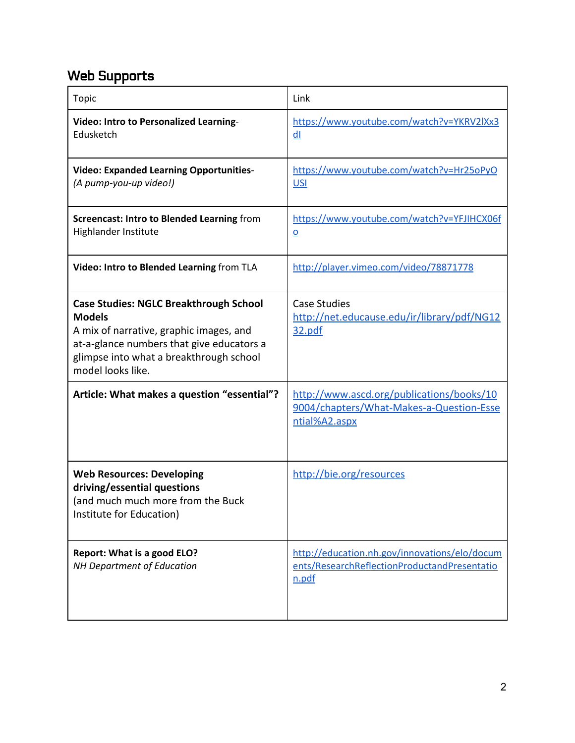## Web Supports

| Topic | Link |
|---|---|
| **Video: Intro to Personalized Learning**- Edusketch | https://www.youtube.com/watch?v=YKRV2lXx3dI |
| **Video: Expanded Learning Opportunities**- *(A pump-you-up video!)* | https://www.youtube.com/watch?v=Hr25oPyOUSI |
| **Screencast: Intro to Blended Learning** from Highlander Institute | https://www.youtube.com/watch?v=YFJIHCX06fo |
| **Video: Intro to Blended Learning** from TLA | http://player.vimeo.com/video/78871778 |
| **Case Studies: NGLC Breakthrough School Models**<br>A mix of narrative, graphic images, and at-a-glance numbers that give educators a glimpse into what a breakthrough school model looks like. | Case Studies<br>http://net.educause.edu/ir/library/pdf/NG1232.pdf |
| **Article: What makes a question "essential"?** | http://www.ascd.org/publications/books/109004/chapters/What-Makes-a-Question-Essential%A2.aspx |
| **Web Resources: Developing driving/essential questions**<br>(and much much more from the Buck Institute for Education) | http://bie.org/resources |
| **Report: What is a good ELO?**<br>*NH Department of Education* | http://education.nh.gov/innovations/elo/documents/ResearchReflectionProductandPresentation.pdf |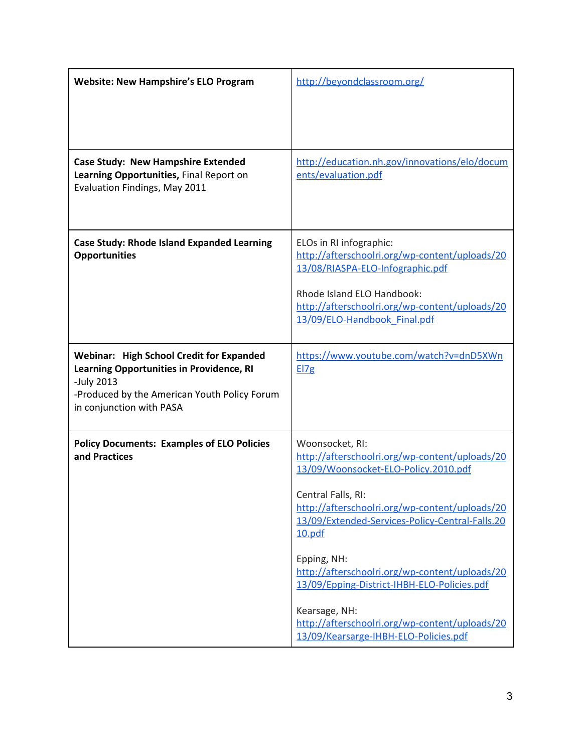| | |
|---|---|
| **Website: New Hampshire's ELO Program** | http://beyondclassroom.org/ |
| **Case Study: New Hampshire Extended Learning Opportunities,** Final Report on Evaluation Findings, May 2011 | http://education.nh.gov/innovations/elo/documents/evaluation.pdf |
| **Case Study: Rhode Island Expanded Learning Opportunities** | ELOs in RI infographic: http://afterschoolri.org/wp-content/uploads/2013/08/RIASPA-ELO-Infographic.pdf<br><br>Rhode Island ELO Handbook: http://afterschoolri.org/wp-content/uploads/2013/09/ELO-Handbook_Final.pdf |
| **Webinar: High School Credit for Expanded Learning Opportunities in Providence, RI**<br>-July 2013<br>-Produced by the American Youth Policy Forum in conjunction with PASA | https://www.youtube.com/watch?v=dnD5XWnEl7g |
| **Policy Documents: Examples of ELO Policies and Practices** | Woonsocket, RI: http://afterschoolri.org/wp-content/uploads/2013/09/Woonsocket-ELO-Policy.2010.pdf<br><br>Central Falls, RI: http://afterschoolri.org/wp-content/uploads/2013/09/Extended-Services-Policy-Central-Falls.2010.pdf<br><br>Epping, NH: http://afterschoolri.org/wp-content/uploads/2013/09/Epping-District-IHBH-ELO-Policies.pdf<br><br>Kearsage, NH: http://afterschoolri.org/wp-content/uploads/2013/09/Kearsarge-IHBH-ELO-Policies.pdf |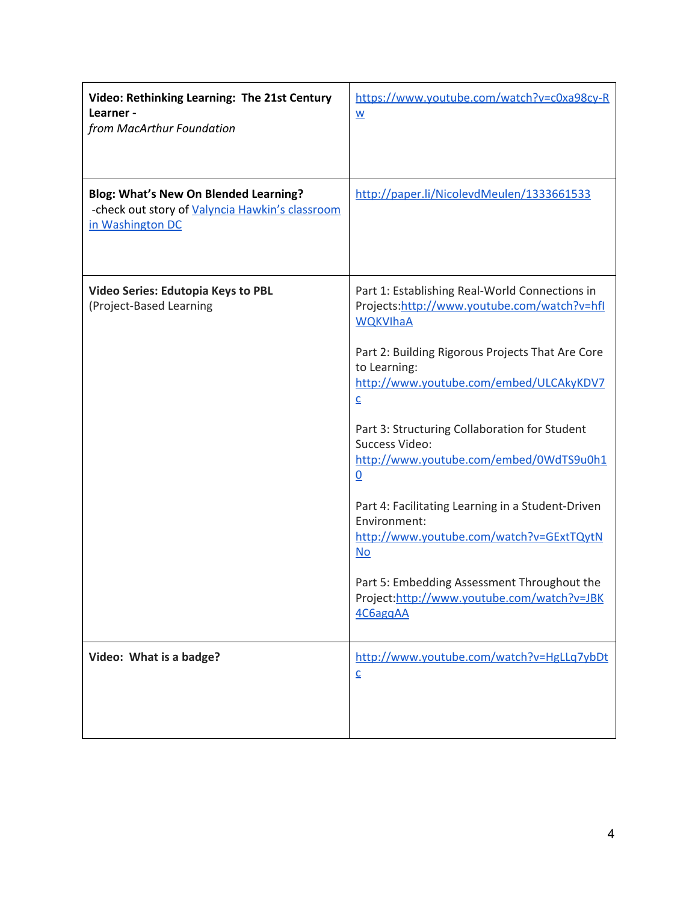| | |
|---|---|
| **Video: Rethinking Learning: The 21st Century Learner -** *from MacArthur Foundation* | https://www.youtube.com/watch?v=c0xa98cy-Rw |
| **Blog: What's New On Blended Learning?** -check out story of Valyncia Hawkin's classroom in Washington DC | http://paper.li/NicolevdMeulen/1333661533 |
| **Video Series: Edutopia Keys to PBL** (Project-Based Learning | Part 1: Establishing Real-World Connections in Projects:http://www.youtube.com/watch?v=hflWQKVIhaA<br><br>Part 2: Building Rigorous Projects That Are Core to Learning: http://www.youtube.com/embed/ULCAkyKDV7c<br><br>Part 3: Structuring Collaboration for Student Success Video: http://www.youtube.com/embed/0WdTS9u0h10<br><br>Part 4: Facilitating Learning in a Student-Driven Environment: http://www.youtube.com/watch?v=GExtTQytNNo<br><br>Part 5: Embedding Assessment Throughout the Project:http://www.youtube.com/watch?v=JBK4C6agqAA |
| **Video: What is a badge?** | http://www.youtube.com/watch?v=HgLLq7ybDtc |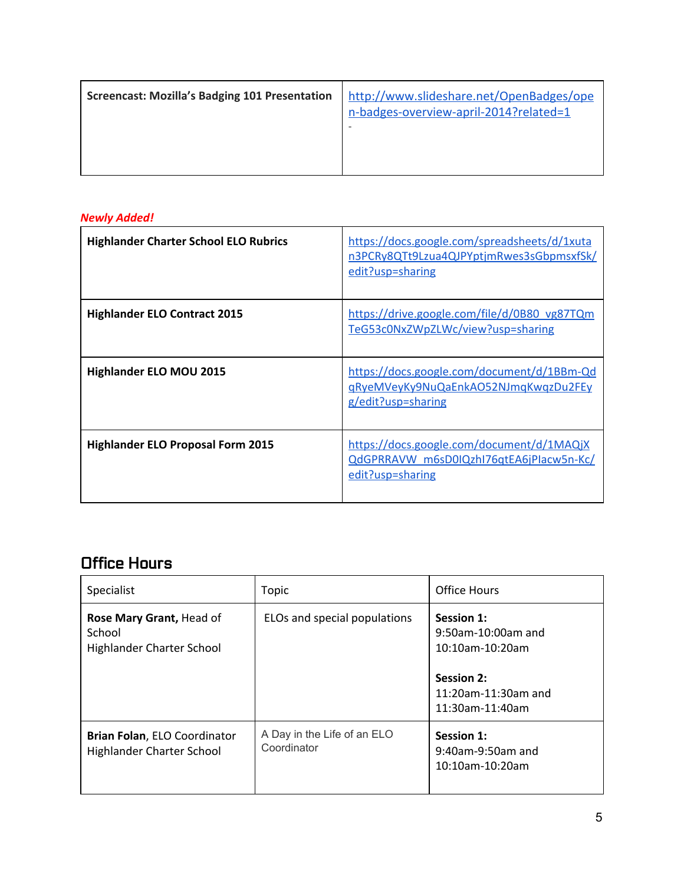| Screencast: Mozilla's Badging 101 Presentation | http://www.slideshare.net/OpenBadges/open-badges-overview-april-2014?related=1 - |
|---|---|

***Newly Added!***

| **Highlander Charter School ELO Rubrics** | https://docs.google.com/spreadsheets/d/1xutan3PCRy8QTt9Lzua4QJPYptjmRwes3sGbpmsxfSk/edit?usp=sharing |
|---|---|
| **Highlander ELO Contract 2015** | https://drive.google.com/file/d/0B80_vg87TQmTeG53c0NxZWpZLWc/view?usp=sharing |
| **Highlander ELO MOU 2015** | https://docs.google.com/document/d/1BBm-QdqRyeMVeyKy9NuQaEnkAO52NJmqKwqzDu2FEyg/edit?usp=sharing |
| **Highlander ELO Proposal Form 2015** | https://docs.google.com/document/d/1MAQjXQdGPRRAVW_m6sD0IQzhI76qtEA6jPlacw5n-Kc/edit?usp=sharing |

## Office Hours

| Specialist | Topic | Office Hours |
|---|---|---|
| **Rose Mary Grant,** Head of School<br>Highlander Charter School | ELOs and special populations | **Session 1:**<br>9:50am-10:00am and 10:10am-10:20am<br><br>**Session 2:**<br>11:20am-11:30am and 11:30am-11:40am |
| **Brian Folan**, ELO Coordinator<br>Highlander Charter School | A Day in the Life of an ELO Coordinator | **Session 1:**<br>9:40am-9:50am and 10:10am-10:20am |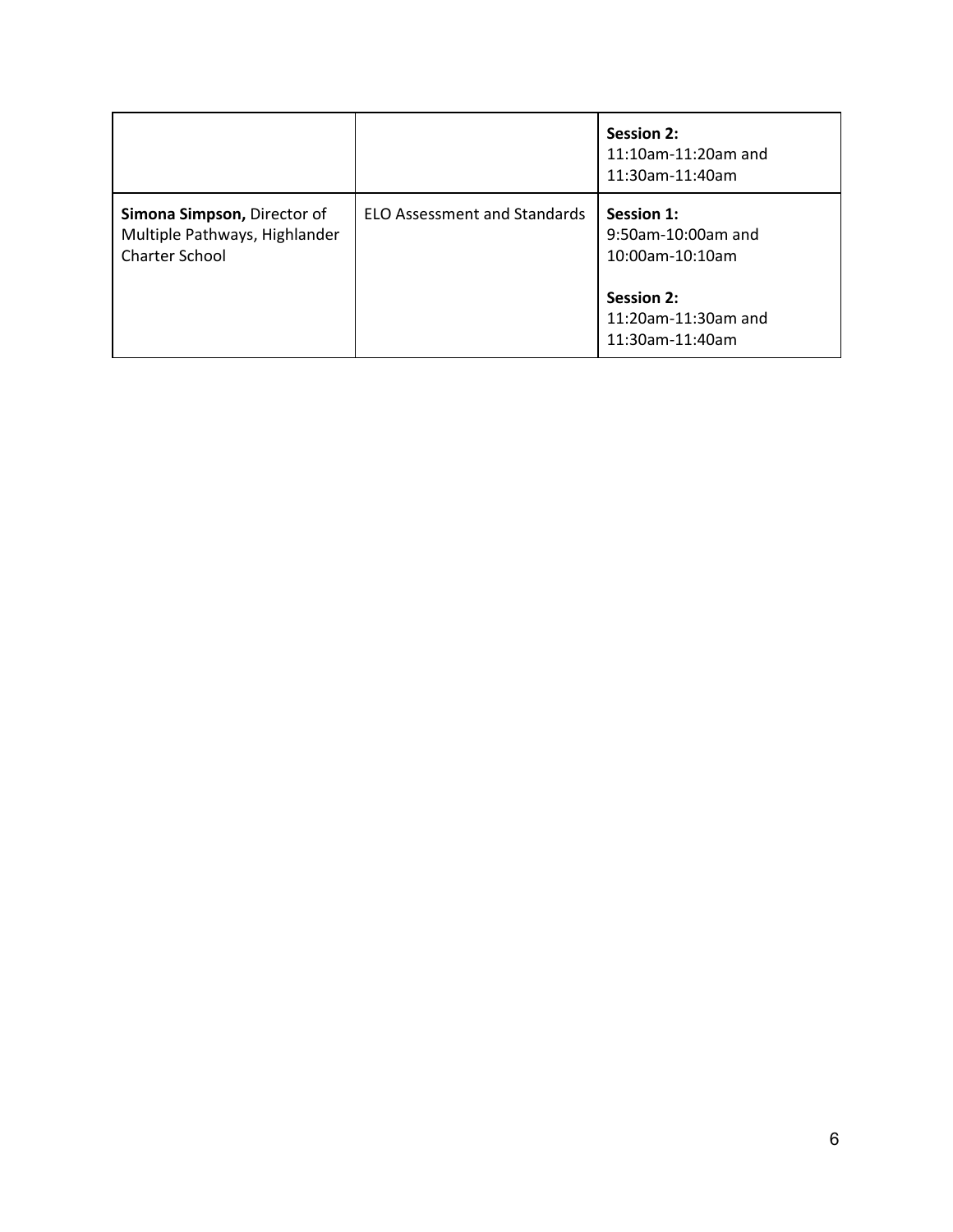| | | |
|---|---|---|
| | | **Session 2:** 11:10am-11:20am and 11:30am-11:40am |
| **Simona Simpson,** Director of Multiple Pathways, Highlander Charter School | ELO Assessment and Standards | **Session 1:** 9:50am-10:00am and 10:00am-10:10am<br><br>**Session 2:** 11:20am-11:30am and 11:30am-11:40am |